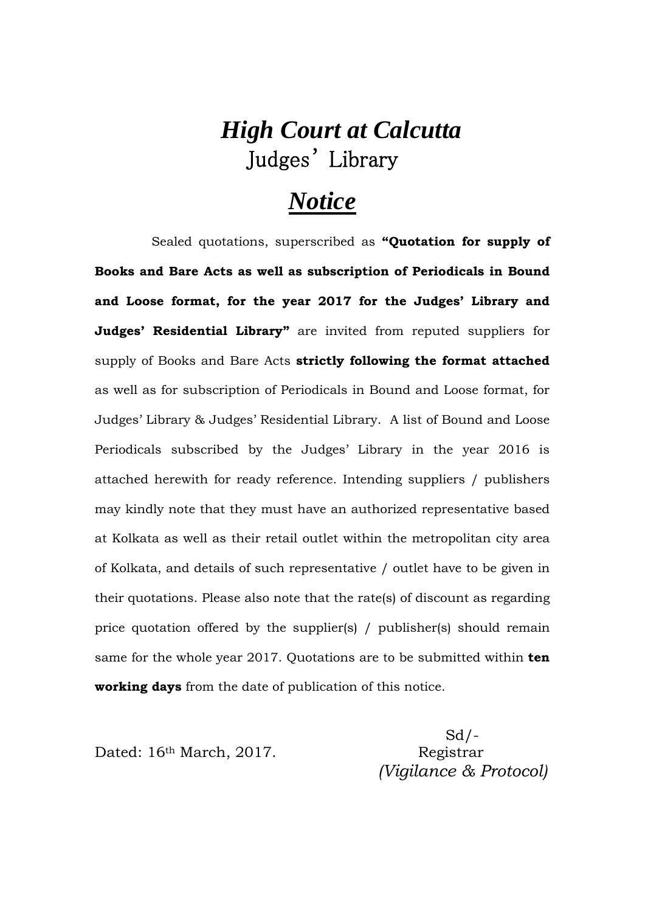# *High Court at Calcutta*

## Judges' Library

## *Notice*

Sealed quotations, superscribed as **"Quotation for supply of Books and Bare Acts as well as subscription of Periodicals in Bound and Loose format, for the year 2017 for the Judges' Library and Judges' Residential Library"** are invited from reputed suppliers for supply of Books and Bare Acts **strictly following the format attached** as well as for subscription of Periodicals in Bound and Loose format, for Judges' Library & Judges' Residential Library. A list of Bound and Loose Periodicals subscribed by the Judges' Library in the year 2016 is attached herewith for ready reference. Intending suppliers / publishers may kindly note that they must have an authorized representative based at Kolkata as well as their retail outlet within the metropolitan city area of Kolkata, and details of such representative / outlet have to be given in their quotations. Please also note that the rate(s) of discount as regarding price quotation offered by the supplier(s) / publisher(s) should remain same for the whole year 2017. Quotations are to be submitted within **ten working days** from the date of publication of this notice.

Dated: 16th March, 2017.

Sd/-
Registrar
*(Vigilance & Protocol)*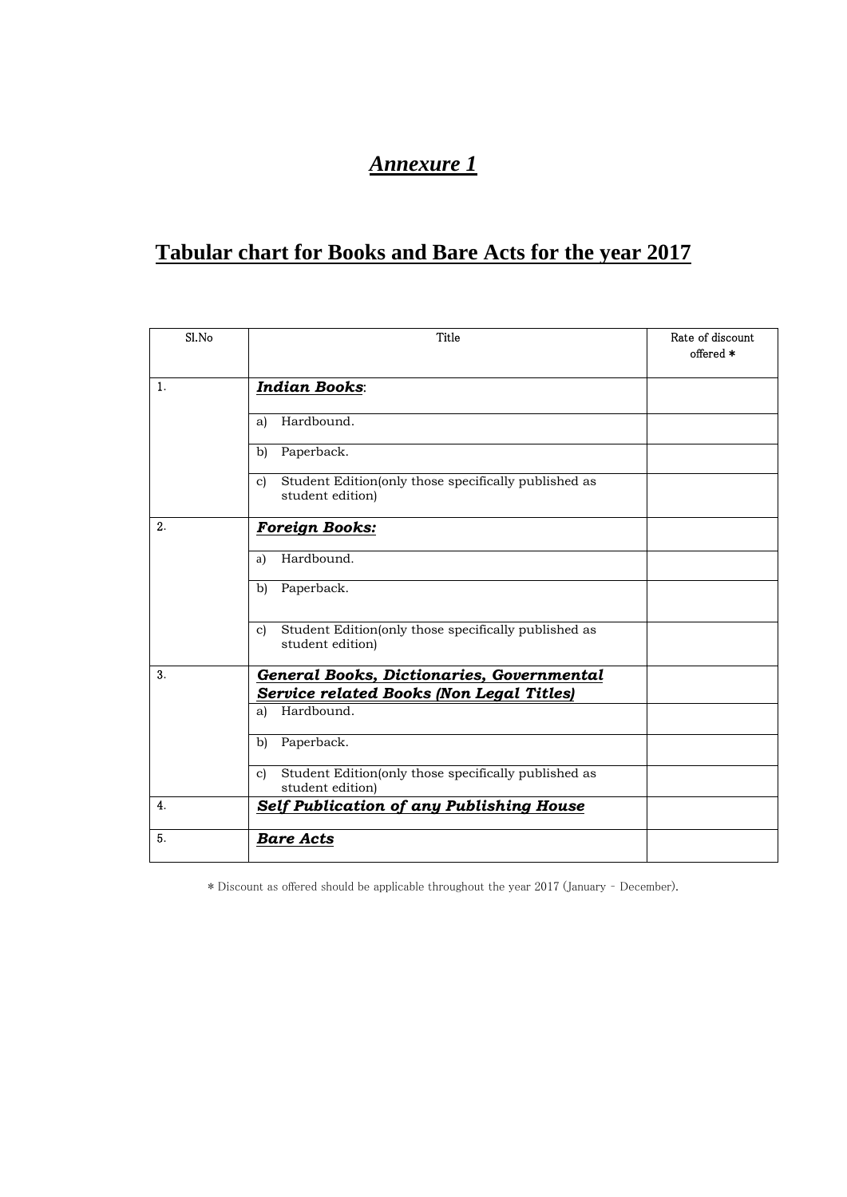# ***Annexure 1***

## Tabular chart for Books and Bare Acts for the year 2017

| Sl.No | Title | Rate of discount offered * |
|---|---|---|
| 1. | ***Indian Books***: | |
| | a) Hardbound. | |
| | b) Paperback. | |
| | c) Student Edition(only those specifically published as student edition) | |
| 2. | ***Foreign Books:*** | |
| | a) Hardbound. | |
| | b) Paperback. | |
| | c) Student Edition(only those specifically published as student edition) | |
| 3. | ***General Books, Dictionaries, Governmental Service related Books (Non Legal Titles)*** | |
| | a) Hardbound. | |
| | b) Paperback. | |
| | c) Student Edition(only those specifically published as student edition) | |
| 4. | ***Self Publication of any Publishing House*** | |
| 5. | ***Bare Acts*** | |

* Discount as offered should be applicable throughout the year 2017 (January - December).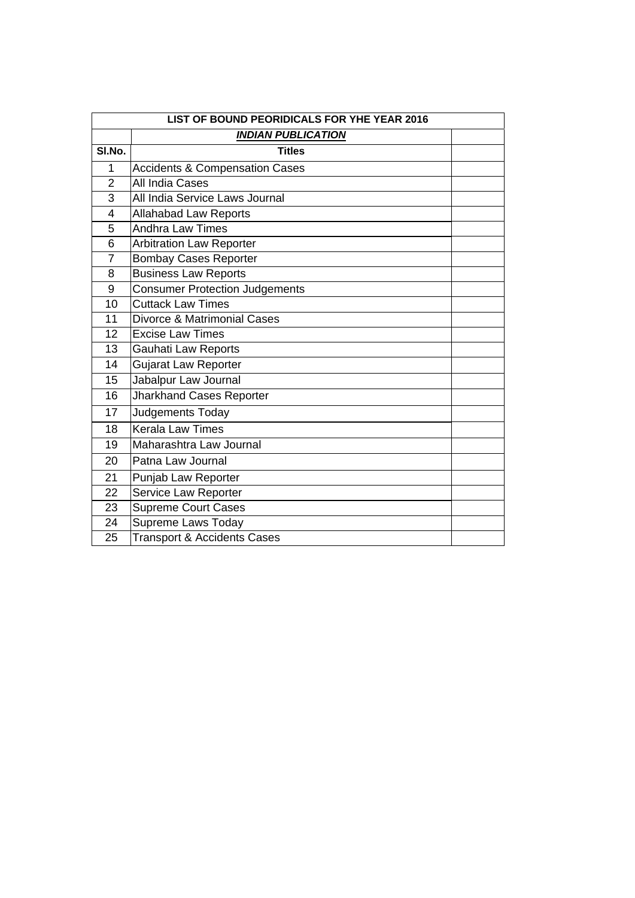| LIST OF BOUND PEORIDICALS FOR YHE YEAR 2016 | | |
|---|---|---|
| | ***INDIAN PUBLICATION*** | |
| **Sl.No.** | **Titles** | |
| 1 | Accidents & Compensation Cases | |
| 2 | All India Cases | |
| 3 | All India Service Laws Journal | |
| 4 | Allahabad Law Reports | |
| 5 | Andhra Law Times | |
| 6 | Arbitration Law Reporter | |
| 7 | Bombay Cases Reporter | |
| 8 | Business Law Reports | |
| 9 | Consumer Protection Judgements | |
| 10 | Cuttack Law Times | |
| 11 | Divorce & Matrimonial Cases | |
| 12 | Excise Law Times | |
| 13 | Gauhati Law Reports | |
| 14 | Gujarat Law Reporter | |
| 15 | Jabalpur Law Journal | |
| 16 | Jharkhand Cases Reporter | |
| 17 | Judgements Today | |
| 18 | Kerala Law Times | |
| 19 | Maharashtra Law Journal | |
| 20 | Patna Law Journal | |
| 21 | Punjab Law Reporter | |
| 22 | Service Law Reporter | |
| 23 | Supreme Court Cases | |
| 24 | Supreme Laws Today | |
| 25 | Transport & Accidents Cases | |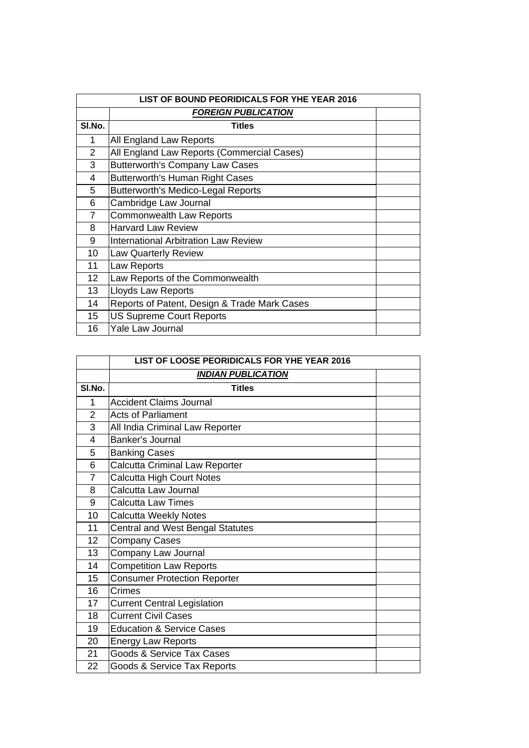| LIST OF BOUND PEORIDICALS FOR YHE YEAR 2016 | | |
|---|---|---|
| | ***FOREIGN PUBLICATION*** | |
| **Sl.No.** | **Titles** | |
| 1 | All England Law Reports | |
| 2 | All England Law Reports (Commercial Cases) | |
| 3 | Butterworth's Company Law Cases | |
| 4 | Butterworth's Human Right Cases | |
| 5 | Butterworth's Medico-Legal Reports | |
| 6 | Cambridge Law Journal | |
| 7 | Commonwealth Law Reports | |
| 8 | Harvard Law Review | |
| 9 | International Arbitration Law Review | |
| 10 | Law Quarterly Review | |
| 11 | Law Reports | |
| 12 | Law Reports of the Commonwealth | |
| 13 | Lloyds Law Reports | |
| 14 | Reports of Patent, Design & Trade Mark Cases | |
| 15 | US Supreme Court Reports | |
| 16 | Yale Law Journal | |

| | LIST OF LOOSE PEORIDICALS FOR YHE YEAR 2016 | |
|---|---|---|
| | ***INDIAN PUBLICATION*** | |
| **Sl.No.** | **Titles** | |
| 1 | Accident Claims Journal | |
| 2 | Acts of Parliament | |
| 3 | All India Criminal Law Reporter | |
| 4 | Banker's Journal | |
| 5 | Banking Cases | |
| 6 | Calcutta Criminal Law Reporter | |
| 7 | Calcutta High Court Notes | |
| 8 | Calcutta Law Journal | |
| 9 | Calcutta Law Times | |
| 10 | Calcutta Weekly Notes | |
| 11 | Central and West Bengal Statutes | |
| 12 | Company Cases | |
| 13 | Company Law Journal | |
| 14 | Competition Law Reports | |
| 15 | Consumer Protection Reporter | |
| 16 | Crimes | |
| 17 | Current Central Legislation | |
| 18 | Current Civil Cases | |
| 19 | Education & Service Cases | |
| 20 | Energy Law Reports | |
| 21 | Goods & Service Tax Cases | |
| 22 | Goods & Service Tax Reports | |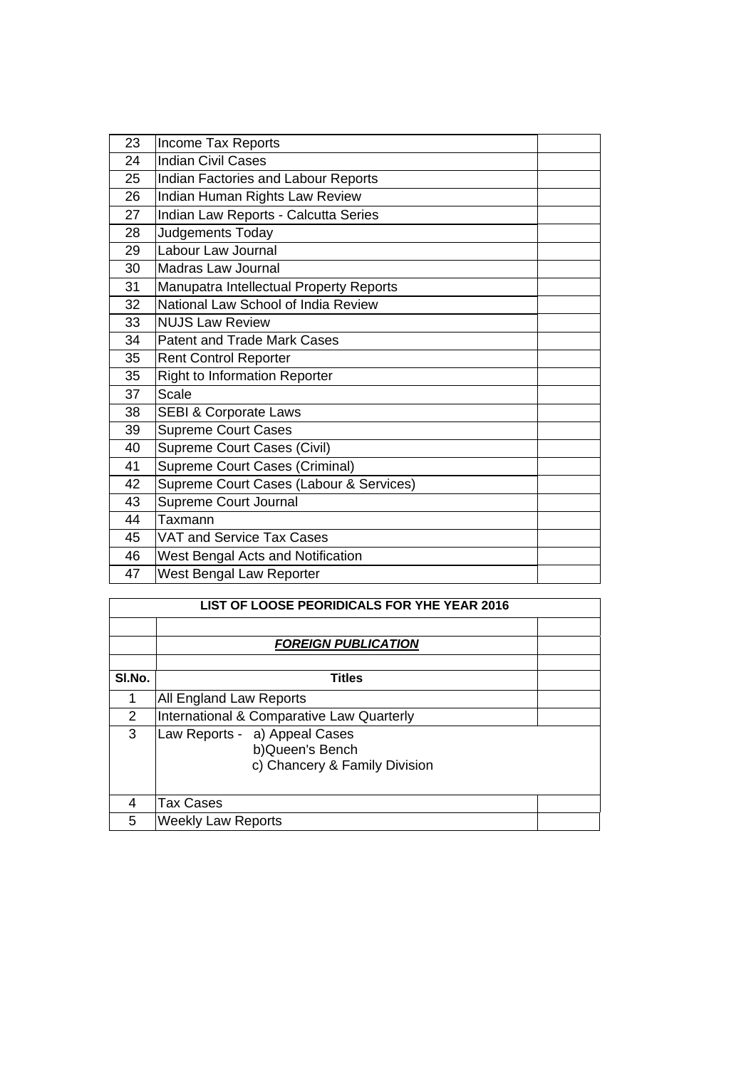| | | |
|---|---|---|
| 23 | Income Tax Reports | |
| 24 | Indian Civil Cases | |
| 25 | Indian Factories and Labour Reports | |
| 26 | Indian Human Rights Law Review | |
| 27 | Indian Law Reports - Calcutta Series | |
| 28 | Judgements Today | |
| 29 | Labour Law Journal | |
| 30 | Madras Law Journal | |
| 31 | Manupatra Intellectual Property Reports | |
| 32 | National Law School of India Review | |
| 33 | NUJS Law Review | |
| 34 | Patent and Trade Mark Cases | |
| 35 | Rent Control Reporter | |
| 35 | Right to Information Reporter | |
| 37 | Scale | |
| 38 | SEBI & Corporate Laws | |
| 39 | Supreme Court Cases | |
| 40 | Supreme Court Cases (Civil) | |
| 41 | Supreme Court Cases (Criminal) | |
| 42 | Supreme Court Cases (Labour & Services) | |
| 43 | Supreme Court Journal | |
| 44 | Taxmann | |
| 45 | VAT and Service Tax Cases | |
| 46 | West Bengal Acts and Notification | |
| 47 | West Bengal Law Reporter | |

**LIST OF LOOSE PEORIDICALS FOR YHE YEAR 2016**

***FOREIGN PUBLICATION***

| Sl.No. | Titles | |
|---|---|---|
| 1 | All England Law Reports | |
| 2 | International & Comparative Law Quarterly | |
| 3 | Law Reports - a) Appeal Cases<br>b)Queen's Bench<br>c) Chancery & Family Division | |
| 4 | Tax Cases | |
| 5 | Weekly Law Reports | |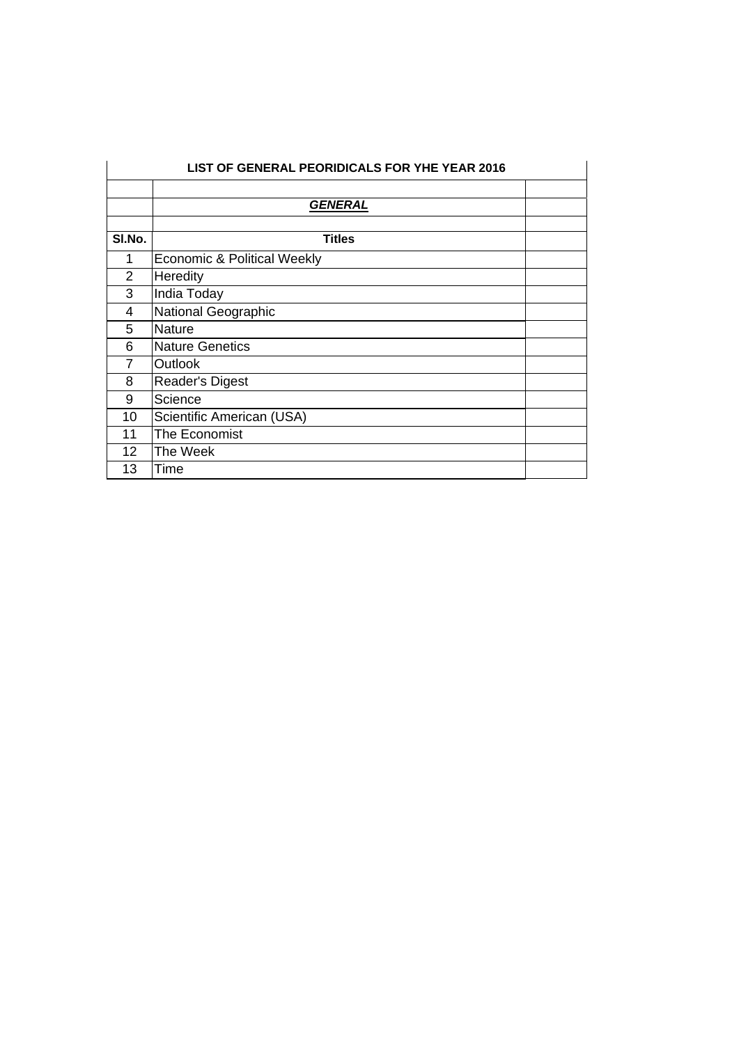## LIST OF GENERAL PEORIDICALS FOR YHE YEAR 2016

***GENERAL***

| Sl.No. | Titles | |
|---|---|---|
| 1 | Economic & Political Weekly | |
| 2 | Heredity | |
| 3 | India Today | |
| 4 | National Geographic | |
| 5 | Nature | |
| 6 | Nature Genetics | |
| 7 | Outlook | |
| 8 | Reader's Digest | |
| 9 | Science | |
| 10 | Scientific American (USA) | |
| 11 | The Economist | |
| 12 | The Week | |
| 13 | Time | |